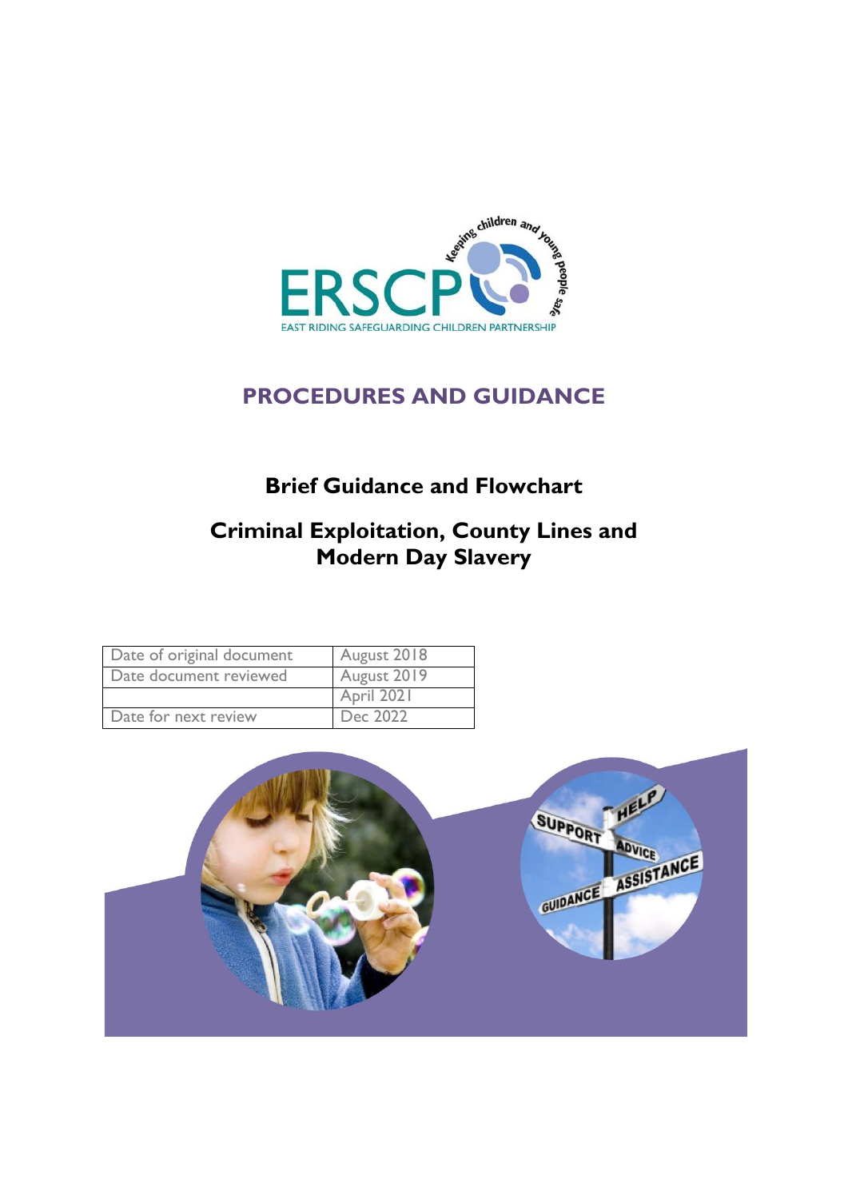ERSCP

EAST RIDING SAFEGUARDING CHILDREN PARTNERSHIP

Keeping children and young people safe

# PROCEDURES AND GUIDANCE

## Brief Guidance and Flowchart

## Criminal Exploitation, County Lines and Modern Day Slavery

| Date of original document | August 2018 |
|---|---|
| Date document reviewed | August 2019 |
| | April 2021 |
| Date for next review | Dec 2022 |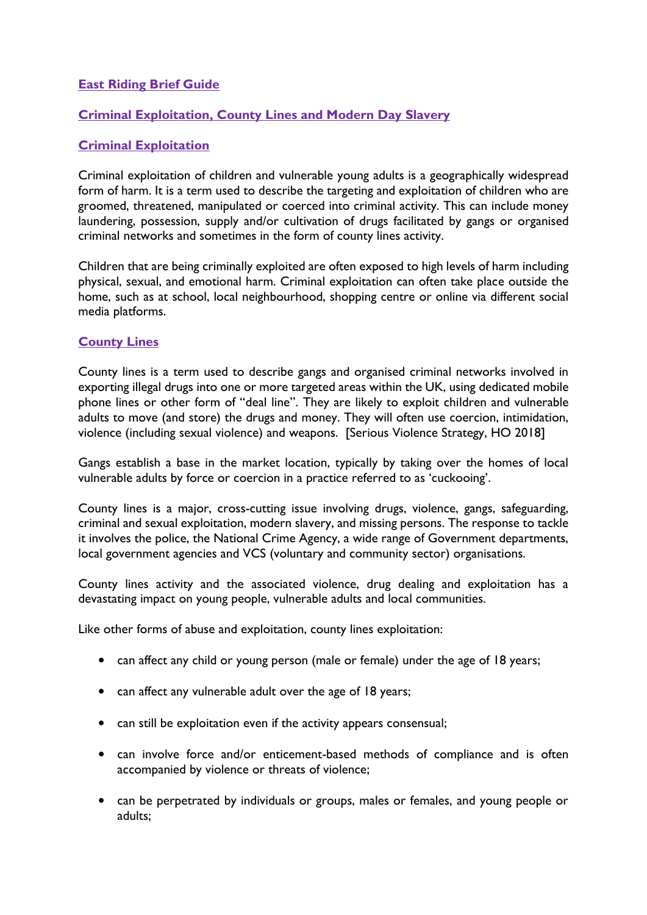## East Riding Brief Guide

## Criminal Exploitation, County Lines and Modern Day Slavery

### Criminal Exploitation

Criminal exploitation of children and vulnerable young adults is a geographically widespread form of harm. It is a term used to describe the targeting and exploitation of children who are groomed, threatened, manipulated or coerced into criminal activity. This can include money laundering, possession, supply and/or cultivation of drugs facilitated by gangs or organised criminal networks and sometimes in the form of county lines activity.

Children that are being criminally exploited are often exposed to high levels of harm including physical, sexual, and emotional harm. Criminal exploitation can often take place outside the home, such as at school, local neighbourhood, shopping centre or online via different social media platforms.

### County Lines

County lines is a term used to describe gangs and organised criminal networks involved in exporting illegal drugs into one or more targeted areas within the UK, using dedicated mobile phone lines or other form of "deal line". They are likely to exploit children and vulnerable adults to move (and store) the drugs and money. They will often use coercion, intimidation, violence (including sexual violence) and weapons. [Serious Violence Strategy, HO 2018]

Gangs establish a base in the market location, typically by taking over the homes of local vulnerable adults by force or coercion in a practice referred to as 'cuckooing'.

County lines is a major, cross-cutting issue involving drugs, violence, gangs, safeguarding, criminal and sexual exploitation, modern slavery, and missing persons. The response to tackle it involves the police, the National Crime Agency, a wide range of Government departments, local government agencies and VCS (voluntary and community sector) organisations.

County lines activity and the associated violence, drug dealing and exploitation has a devastating impact on young people, vulnerable adults and local communities.

Like other forms of abuse and exploitation, county lines exploitation:

- can affect any child or young person (male or female) under the age of 18 years;
- can affect any vulnerable adult over the age of 18 years;
- can still be exploitation even if the activity appears consensual;
- can involve force and/or enticement-based methods of compliance and is often accompanied by violence or threats of violence;
- can be perpetrated by individuals or groups, males or females, and young people or adults;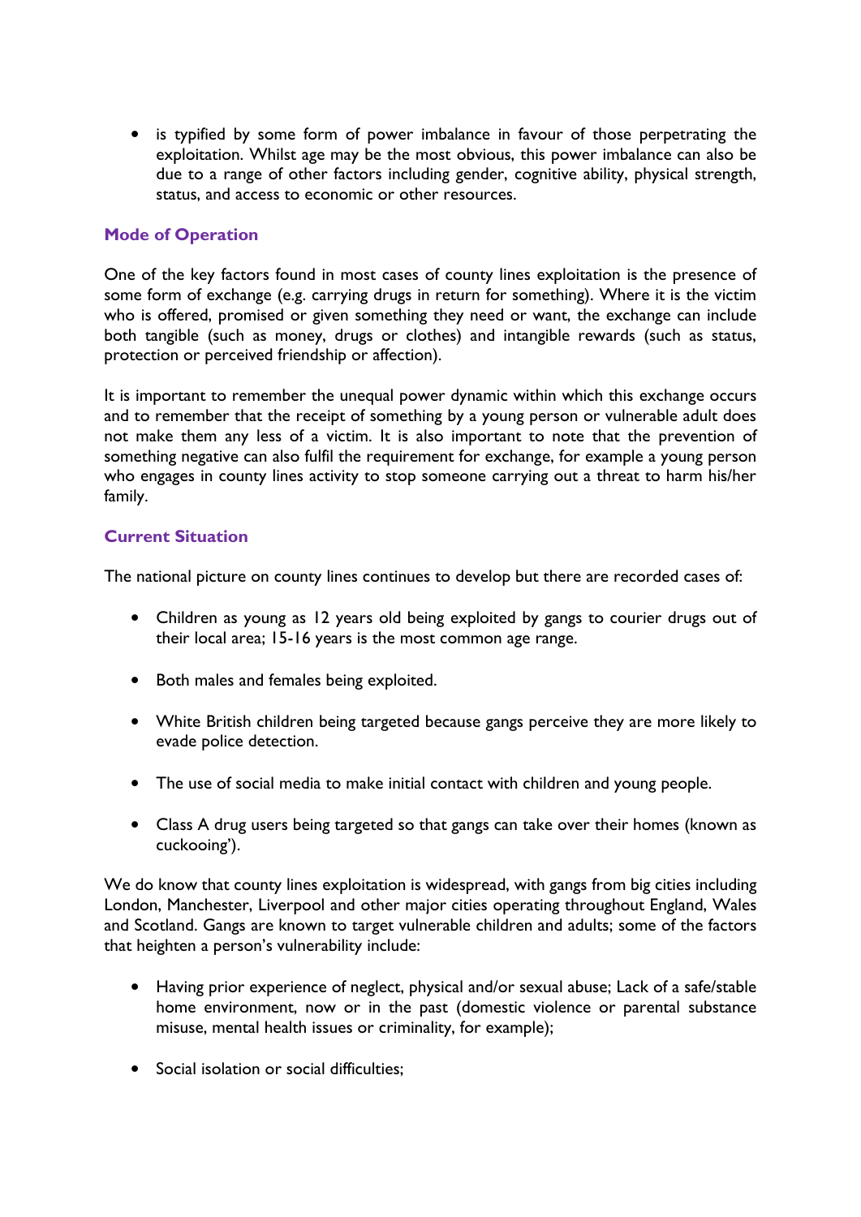- is typified by some form of power imbalance in favour of those perpetrating the exploitation. Whilst age may be the most obvious, this power imbalance can also be due to a range of other factors including gender, cognitive ability, physical strength, status, and access to economic or other resources.

### Mode of Operation

One of the key factors found in most cases of county lines exploitation is the presence of some form of exchange (e.g. carrying drugs in return for something). Where it is the victim who is offered, promised or given something they need or want, the exchange can include both tangible (such as money, drugs or clothes) and intangible rewards (such as status, protection or perceived friendship or affection).

It is important to remember the unequal power dynamic within which this exchange occurs and to remember that the receipt of something by a young person or vulnerable adult does not make them any less of a victim. It is also important to note that the prevention of something negative can also fulfil the requirement for exchange, for example a young person who engages in county lines activity to stop someone carrying out a threat to harm his/her family.

### Current Situation

The national picture on county lines continues to develop but there are recorded cases of:

- Children as young as 12 years old being exploited by gangs to courier drugs out of their local area; 15-16 years is the most common age range.
- Both males and females being exploited.
- White British children being targeted because gangs perceive they are more likely to evade police detection.
- The use of social media to make initial contact with children and young people.
- Class A drug users being targeted so that gangs can take over their homes (known as cuckooing').

We do know that county lines exploitation is widespread, with gangs from big cities including London, Manchester, Liverpool and other major cities operating throughout England, Wales and Scotland. Gangs are known to target vulnerable children and adults; some of the factors that heighten a person's vulnerability include:

- Having prior experience of neglect, physical and/or sexual abuse; Lack of a safe/stable home environment, now or in the past (domestic violence or parental substance misuse, mental health issues or criminality, for example);
- Social isolation or social difficulties;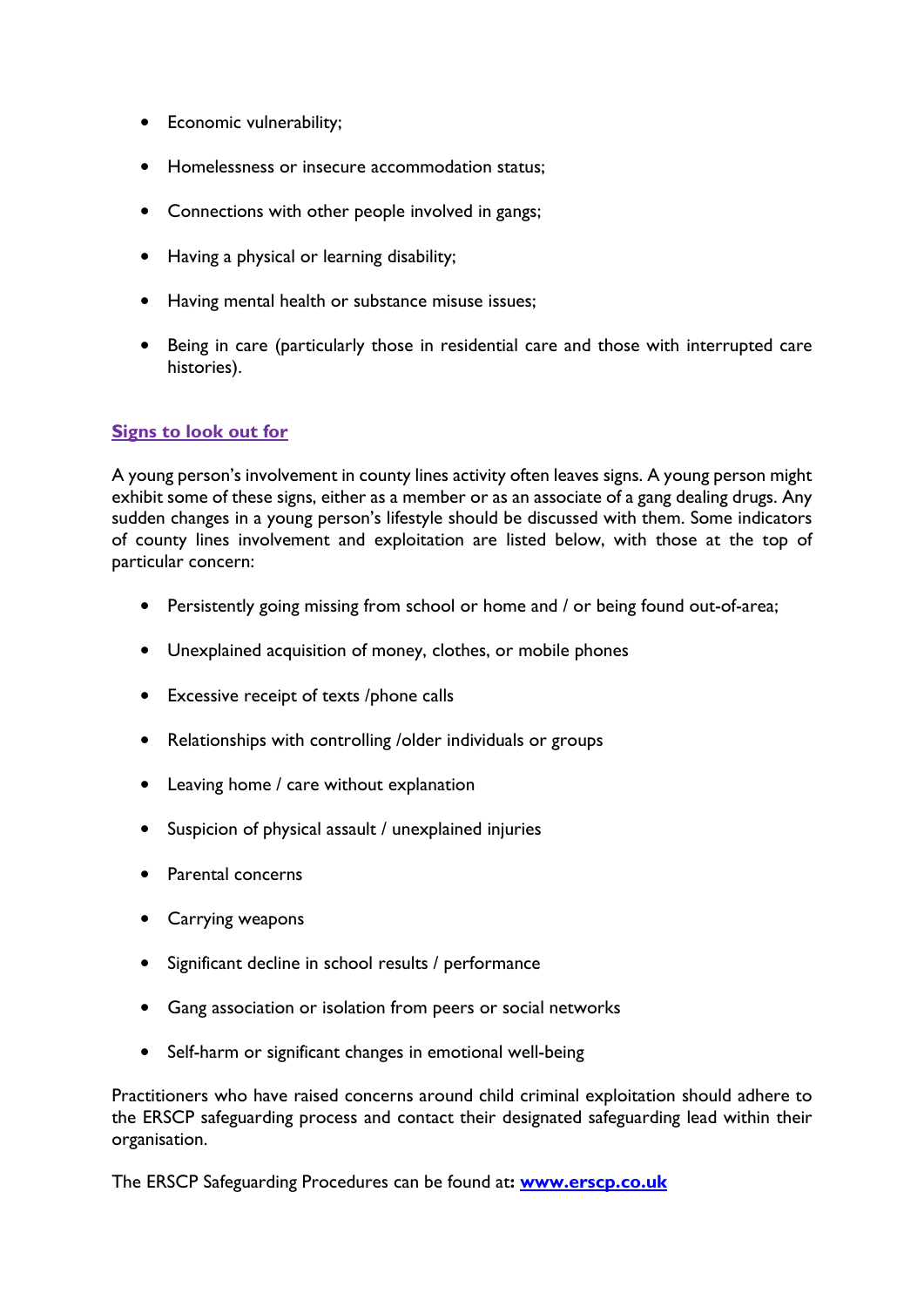- Economic vulnerability;
- Homelessness or insecure accommodation status;
- Connections with other people involved in gangs;
- Having a physical or learning disability;
- Having mental health or substance misuse issues;
- Being in care (particularly those in residential care and those with interrupted care histories).

## Signs to look out for

A young person's involvement in county lines activity often leaves signs. A young person might exhibit some of these signs, either as a member or as an associate of a gang dealing drugs. Any sudden changes in a young person's lifestyle should be discussed with them. Some indicators of county lines involvement and exploitation are listed below, with those at the top of particular concern:

- Persistently going missing from school or home and / or being found out-of-area;
- Unexplained acquisition of money, clothes, or mobile phones
- Excessive receipt of texts /phone calls
- Relationships with controlling /older individuals or groups
- Leaving home / care without explanation
- Suspicion of physical assault / unexplained injuries
- Parental concerns
- Carrying weapons
- Significant decline in school results / performance
- Gang association or isolation from peers or social networks
- Self-harm or significant changes in emotional well-being

Practitioners who have raised concerns around child criminal exploitation should adhere to the ERSCP safeguarding process and contact their designated safeguarding lead within their organisation.

The ERSCP Safeguarding Procedures can be found at**:** **[www.erscp.co.uk](www.erscp.co.uk)**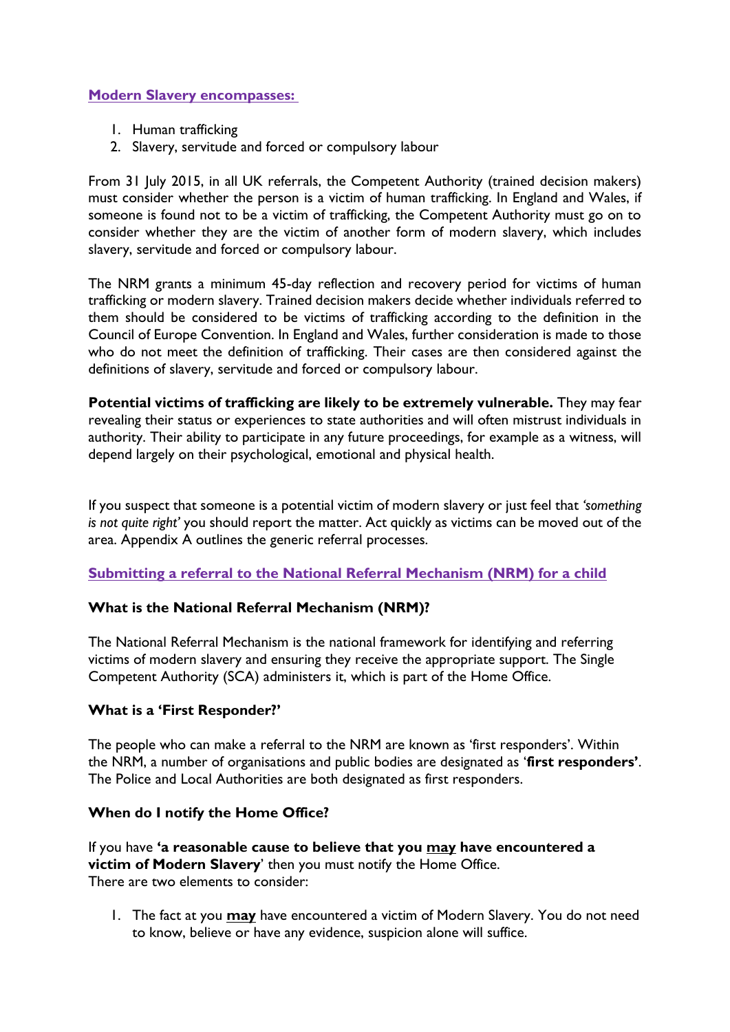## Modern Slavery encompasses:

1. Human trafficking
2. Slavery, servitude and forced or compulsory labour

From 31 July 2015, in all UK referrals, the Competent Authority (trained decision makers) must consider whether the person is a victim of human trafficking. In England and Wales, if someone is found not to be a victim of trafficking, the Competent Authority must go on to consider whether they are the victim of another form of modern slavery, which includes slavery, servitude and forced or compulsory labour.

The NRM grants a minimum 45-day reflection and recovery period for victims of human trafficking or modern slavery. Trained decision makers decide whether individuals referred to them should be considered to be victims of trafficking according to the definition in the Council of Europe Convention. In England and Wales, further consideration is made to those who do not meet the definition of trafficking. Their cases are then considered against the definitions of slavery, servitude and forced or compulsory labour.

**Potential victims of trafficking are likely to be extremely vulnerable.** They may fear revealing their status or experiences to state authorities and will often mistrust individuals in authority. Their ability to participate in any future proceedings, for example as a witness, will depend largely on their psychological, emotional and physical health.

If you suspect that someone is a potential victim of modern slavery or just feel that *'something is not quite right'* you should report the matter. Act quickly as victims can be moved out of the area. Appendix A outlines the generic referral processes.

## Submitting a referral to the National Referral Mechanism (NRM) for a child

### What is the National Referral Mechanism (NRM)?

The National Referral Mechanism is the national framework for identifying and referring victims of modern slavery and ensuring they receive the appropriate support. The Single Competent Authority (SCA) administers it, which is part of the Home Office.

### What is a 'First Responder?'

The people who can make a referral to the NRM are known as 'first responders'. Within the NRM, a number of organisations and public bodies are designated as '**first responders'**. The Police and Local Authorities are both designated as first responders.

### When do I notify the Home Office?

If you have **'a reasonable cause to believe that you <u>may</u> have encountered a victim of Modern Slavery**' then you must notify the Home Office.
There are two elements to consider:

1. The fact at you **<u>may</u>** have encountered a victim of Modern Slavery. You do not need to know, believe or have any evidence, suspicion alone will suffice.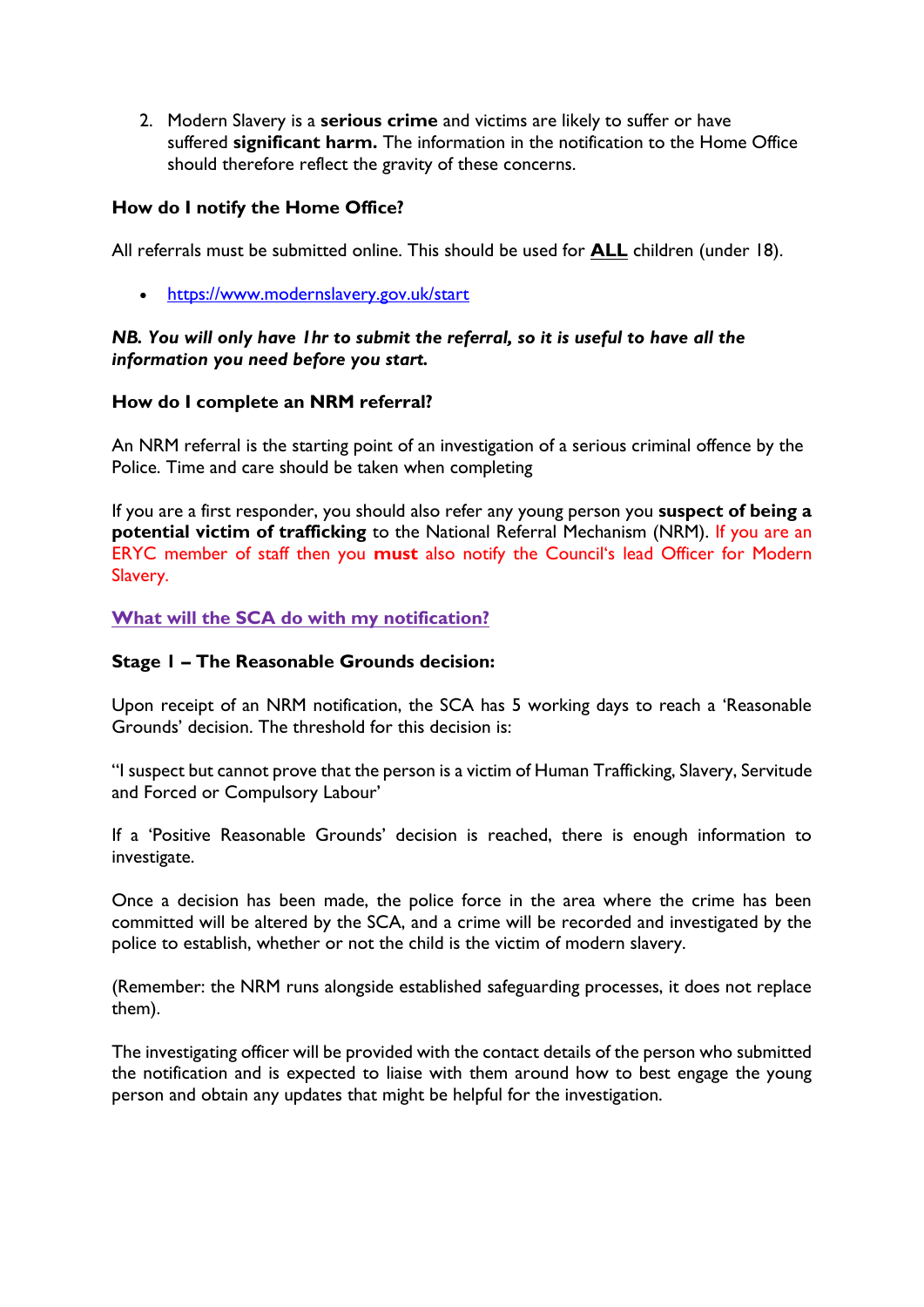2. Modern Slavery is a **serious crime** and victims are likely to suffer or have suffered **significant harm.** The information in the notification to the Home Office should therefore reflect the gravity of these concerns.

**How do I notify the Home Office?**

All referrals must be submitted online. This should be used for **ALL** children (under 18).

- https://www.modernslavery.gov.uk/start

***NB. You will only have 1hr to submit the referral, so it is useful to have all the information you need before you start.***

**How do I complete an NRM referral?**

An NRM referral is the starting point of an investigation of a serious criminal offence by the Police. Time and care should be taken when completing

If you are a first responder, you should also refer any young person you **suspect of being a potential victim of trafficking** to the National Referral Mechanism (NRM). If you are an ERYC member of staff then you **must** also notify the Council's lead Officer for Modern Slavery.

**What will the SCA do with my notification?**

**Stage 1 – The Reasonable Grounds decision:**

Upon receipt of an NRM notification, the SCA has 5 working days to reach a 'Reasonable Grounds' decision. The threshold for this decision is:

"I suspect but cannot prove that the person is a victim of Human Trafficking, Slavery, Servitude and Forced or Compulsory Labour'

If a 'Positive Reasonable Grounds' decision is reached, there is enough information to investigate.

Once a decision has been made, the police force in the area where the crime has been committed will be altered by the SCA, and a crime will be recorded and investigated by the police to establish, whether or not the child is the victim of modern slavery.

(Remember: the NRM runs alongside established safeguarding processes, it does not replace them).

The investigating officer will be provided with the contact details of the person who submitted the notification and is expected to liaise with them around how to best engage the young person and obtain any updates that might be helpful for the investigation.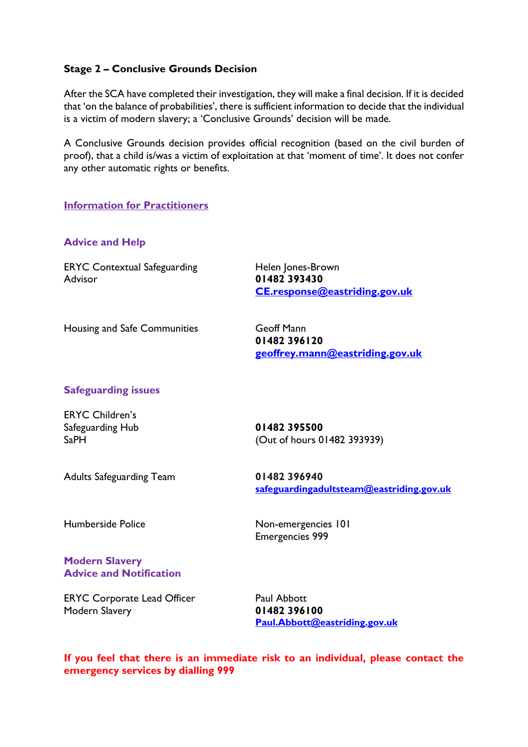### Stage 2 – Conclusive Grounds Decision

After the SCA have completed their investigation, they will make a final decision. If it is decided that 'on the balance of probabilities', there is sufficient information to decide that the individual is a victim of modern slavery; a 'Conclusive Grounds' decision will be made.

A Conclusive Grounds decision provides official recognition (based on the civil burden of proof), that a child is/was a victim of exploitation at that 'moment of time'. It does not confer any other automatic rights or benefits.

## Information for Practitioners

### Advice and Help

| | |
|---|---|
| ERYC Contextual Safeguarding Advisor | Helen Jones-Brown<br>**01482 393430**<br>**CE.response@eastriding.gov.uk** |
| Housing and Safe Communities | Geoff Mann<br>**01482 396120**<br>**geoffrey.mann@eastriding.gov.uk** |

### Safeguarding issues

| | |
|---|---|
| ERYC Children's Safeguarding Hub SaPH | **01482 395500**<br>(Out of hours 01482 393939) |
| Adults Safeguarding Team | **01482 396940**<br>**safeguardingadultsteam@eastriding.gov.uk** |
| Humberside Police | Non-emergencies 101<br>Emergencies 999 |

### Modern Slavery Advice and Notification

| | |
|---|---|
| ERYC Corporate Lead Officer Modern Slavery | Paul Abbott<br>**01482 396100**<br>**Paul.Abbott@eastriding.gov.uk** |

**If you feel that there is an immediate risk to an individual, please contact the emergency services by dialling 999**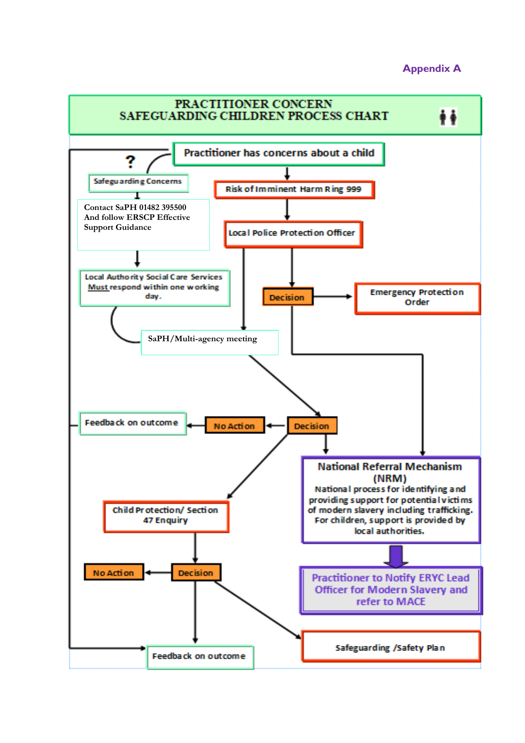Appendix A

# PRACTITIONER CONCERN
# SAFEGUARDING CHILDREN PROCESS CHART

Practitioner has concerns about a child

?

Safeguarding Concerns

Contact SaPH 01482 395500
And follow ERSCP Effective
Support Guidance

Risk of Imminent Harm Ring 999

Local Police Protection Officer

Local Authority Social Care Services **Must** respond within one working day.

Decision

Emergency Protection Order

SaPH/Multi-agency meeting

Feedback on outcome

No Action

Decision

National Referral Mechanism (NRM)
National process for identifying and providing support for potential victims of modern slavery including trafficking. For children, support is provided by local authorities.

Child Protection/ Section 47 Enquiry

Practitioner to Notify ERYC Lead Officer for Modern Slavery and refer to MACE

No Action

Decision

Safeguarding /Safety Plan

Feedback on outcome